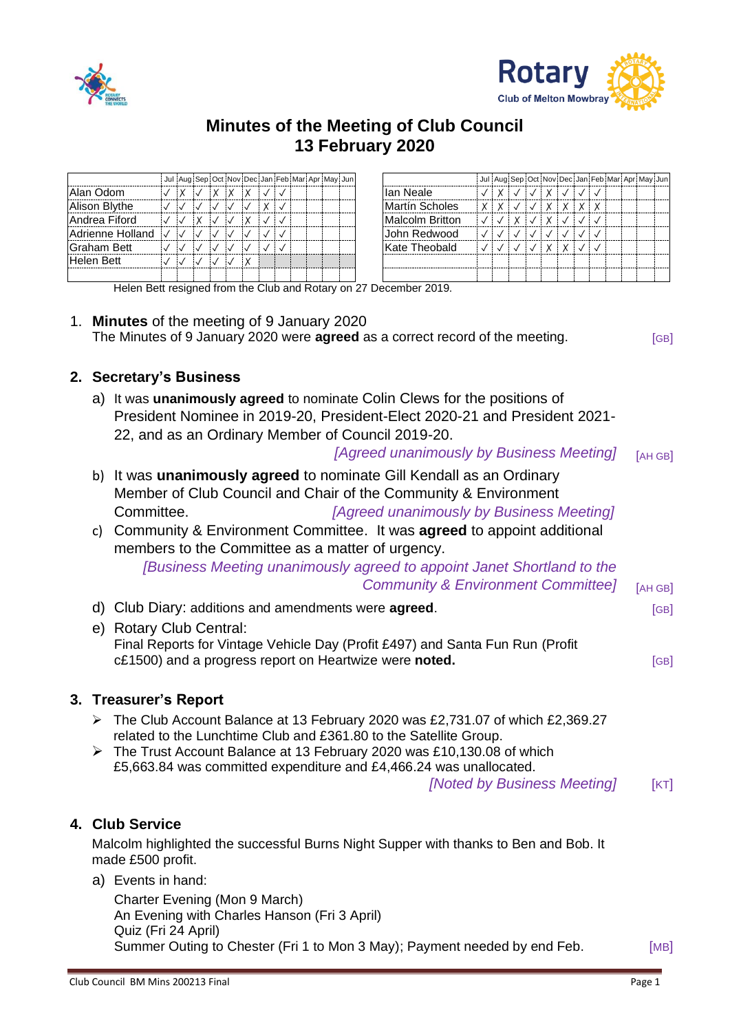# Minutes of the Meeting of Club Council
## 13 February 2020

| | Jul | Aug | Sep | Oct | Nov | Dec | Jan | Feb | Mar | Apr | May | Jun |
|---|---|---|---|---|---|---|---|---|---|---|---|---|
| Alan Odom | ✓ | X | ✓ | X | X | X | ✓ | ✓ | | | | |
| Alison Blythe | ✓ | ✓ | ✓ | ✓ | ✓ | ✓ | X | ✓ | | | | |
| Andrea Fiford | ✓ | ✓ | X | ✓ | ✓ | X | ✓ | ✓ | | | | |
| Adrienne Holland | ✓ | ✓ | ✓ | ✓ | ✓ | ✓ | ✓ | ✓ | | | | |
| Graham Bett | ✓ | ✓ | ✓ | ✓ | ✓ | ✓ | ✓ | ✓ | | | | |
| Helen Bett | ✓ | ✓ | ✓ | ✓ | ✓ | X | | | | | | |

| | Jul | Aug | Sep | Oct | Nov | Dec | Jan | Feb | Mar | Apr | May | Jun |
|---|---|---|---|---|---|---|---|---|---|---|---|---|
| Ian Neale | ✓ | X | ✓ | ✓ | X | ✓ | ✓ | ✓ | | | | |
| Martin Scholes | X | X | ✓ | ✓ | X | X | X | X | | | | |
| Malcolm Britton | ✓ | ✓ | X | ✓ | X | ✓ | ✓ | ✓ | | | | |
| John Redwood | ✓ | ✓ | ✓ | ✓ | ✓ | ✓ | ✓ | ✓ | | | | |
| Kate Theobald | ✓ | ✓ | ✓ | ✓ | X | X | ✓ | ✓ | | | | |

Helen Bett resigned from the Club and Rotary on 27 December 2019.

1. **Minutes** of the meeting of 9 January 2020
   The Minutes of 9 January 2020 were **agreed** as a correct record of the meeting. [GB]

## 2. Secretary's Business

a) It was **unanimously agreed** to nominate Colin Clews for the positions of President Nominee in 2019-20, President-Elect 2020-21 and President 2021-22, and as an Ordinary Member of Council 2019-20.
*[Agreed unanimously by Business Meeting]* [AH GB]

b) It was **unanimously agreed** to nominate Gill Kendall as an Ordinary Member of Club Council and Chair of the Community & Environment Committee. *[Agreed unanimously by Business Meeting]*

c) Community & Environment Committee. It was **agreed** to appoint additional members to the Committee as a matter of urgency.
*[Business Meeting unanimously agreed to appoint Janet Shortland to the Community & Environment Committee]* [AH GB]

d) Club Diary: additions and amendments were **agreed**. [GB]

e) Rotary Club Central:
Final Reports for Vintage Vehicle Day (Profit £497) and Santa Fun Run (Profit c£1500) and a progress report on Heartwize were **noted.** [GB]

## 3. Treasurer's Report

- The Club Account Balance at 13 February 2020 was £2,731.07 of which £2,369.27 related to the Lunchtime Club and £361.80 to the Satellite Group.
- The Trust Account Balance at 13 February 2020 was £10,130.08 of which £5,663.84 was committed expenditure and £4,466.24 was unallocated.

*[Noted by Business Meeting]* [KT]

## 4. Club Service

Malcolm highlighted the successful Burns Night Supper with thanks to Ben and Bob. It made £500 profit.

a) Events in hand:
Charter Evening (Mon 9 March)
An Evening with Charles Hanson (Fri 3 April)
Quiz (Fri 24 April)
Summer Outing to Chester (Fri 1 to Mon 3 May); Payment needed by end Feb. [MB]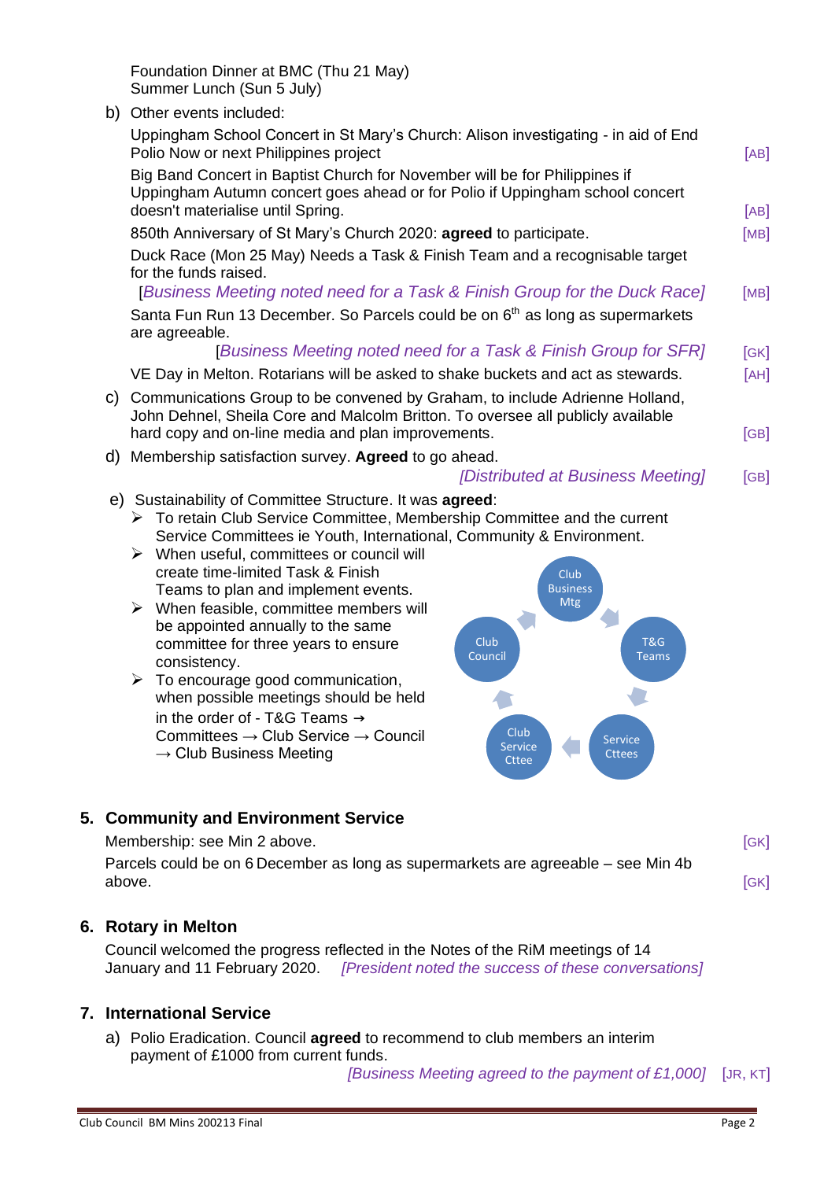Foundation Dinner at BMC (Thu 21 May)
Summer Lunch (Sun 5 July)

b) Other events included:

Uppingham School Concert in St Mary's Church: Alison investigating - in aid of End Polio Now or next Philippines project [AB]

Big Band Concert in Baptist Church for November will be for Philippines if Uppingham Autumn concert goes ahead or for Polio if Uppingham school concert doesn't materialise until Spring. [AB]

850th Anniversary of St Mary's Church 2020: **agreed** to participate. [MB]

Duck Race (Mon 25 May) Needs a Task & Finish Team and a recognisable target for the funds raised.
*[Business Meeting noted need for a Task & Finish Group for the Duck Race]* [MB]

Santa Fun Run 13 December. So Parcels could be on 6th as long as supermarkets are agreeable.
*[Business Meeting noted need for a Task & Finish Group for SFR]* [GK]

VE Day in Melton. Rotarians will be asked to shake buckets and act as stewards. [AH]

c) Communications Group to be convened by Graham, to include Adrienne Holland, John Dehnel, Sheila Core and Malcolm Britton. To oversee all publicly available hard copy and on-line media and plan improvements. [GB]

d) Membership satisfaction survey. **Agreed** to go ahead.
*[Distributed at Business Meeting]* [GB]

e) Sustainability of Committee Structure. It was **agreed**:

- To retain Club Service Committee, Membership Committee and the current Service Committees ie Youth, International, Community & Environment.
- When useful, committees or council will create time-limited Task & Finish Teams to plan and implement events.
- When feasible, committee members will be appointed annually to the same committee for three years to ensure consistency.
- To encourage good communication, when possible meetings should be held in the order of - T&G Teams → Committees → Club Service → Council → Club Business Meeting

Club Business Mtg → T&G Teams → Service Cttees → Club Service Cttee → Club Council → Club Business Mtg

## 5. Community and Environment Service

Membership: see Min 2 above. [GK]

Parcels could be on 6 December as long as supermarkets are agreeable – see Min 4b above. [GK]

## 6. Rotary in Melton

Council welcomed the progress reflected in the Notes of the RiM meetings of 14 January and 11 February 2020. *[President noted the success of these conversations]*

## 7. International Service

a) Polio Eradication. Council **agreed** to recommend to club members an interim payment of £1000 from current funds.
*[Business Meeting agreed to the payment of £1,000]* [JR, KT]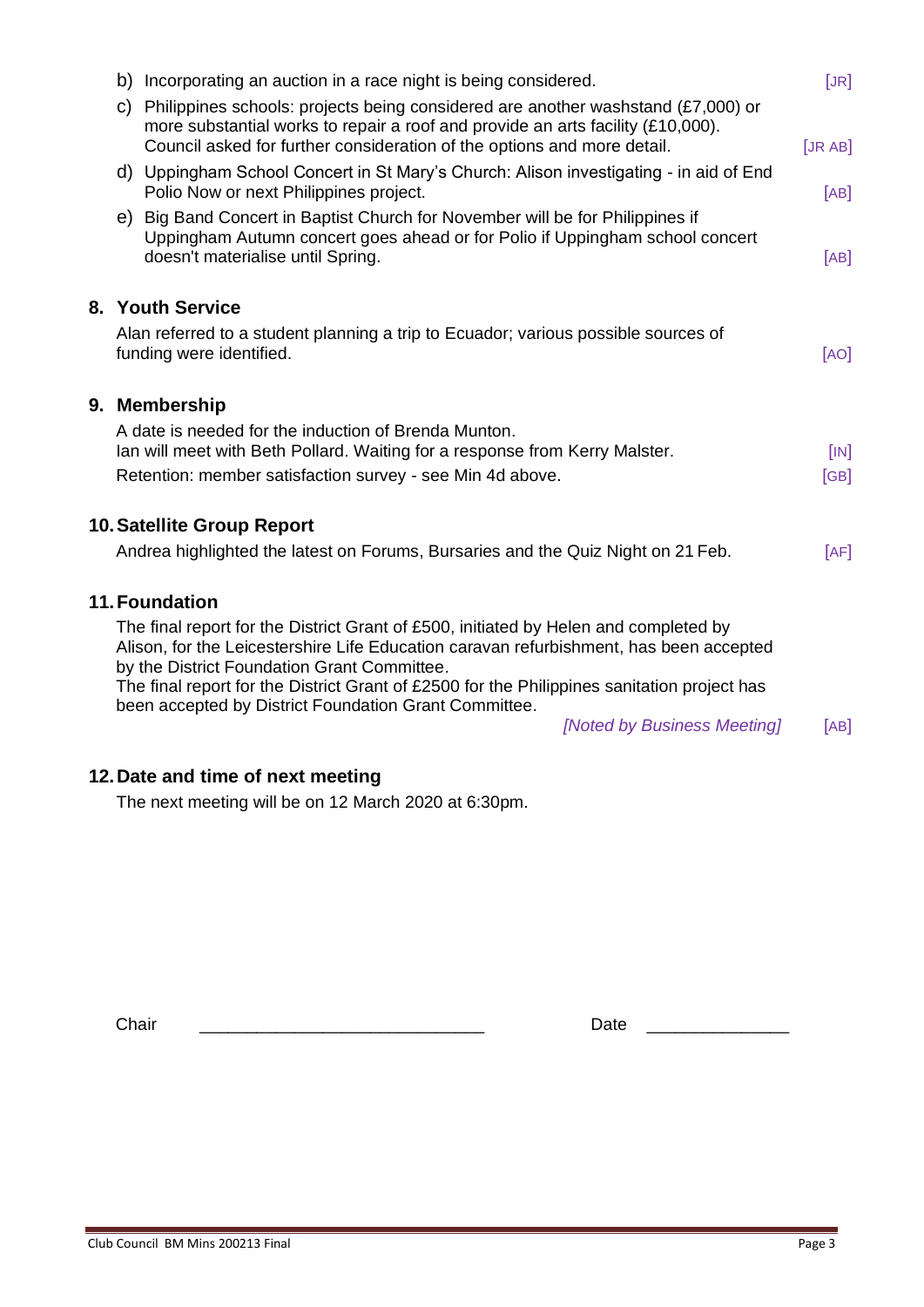b) Incorporating an auction in a race night is being considered. [JR]

c) Philippines schools: projects being considered are another washstand (£7,000) or more substantial works to repair a roof and provide an arts facility (£10,000). Council asked for further consideration of the options and more detail. [JR AB]

d) Uppingham School Concert in St Mary's Church: Alison investigating - in aid of End Polio Now or next Philippines project. [AB]

e) Big Band Concert in Baptist Church for November will be for Philippines if Uppingham Autumn concert goes ahead or for Polio if Uppingham school concert doesn't materialise until Spring. [AB]

## 8. Youth Service

Alan referred to a student planning a trip to Ecuador; various possible sources of funding were identified. [AO]

## 9. Membership

A date is needed for the induction of Brenda Munton.
Ian will meet with Beth Pollard. Waiting for a response from Kerry Malster. [IN]

Retention: member satisfaction survey - see Min 4d above. [GB]

## 10. Satellite Group Report

Andrea highlighted the latest on Forums, Bursaries and the Quiz Night on 21 Feb. [AF]

## 11. Foundation

The final report for the District Grant of £500, initiated by Helen and completed by Alison, for the Leicestershire Life Education caravan refurbishment, has been accepted by the District Foundation Grant Committee.
The final report for the District Grant of £2500 for the Philippines sanitation project has been accepted by District Foundation Grant Committee.

*[Noted by Business Meeting]* [AB]

## 12. Date and time of next meeting

The next meeting will be on 12 March 2020 at 6:30pm.

Chair ______________________________ Date _______________